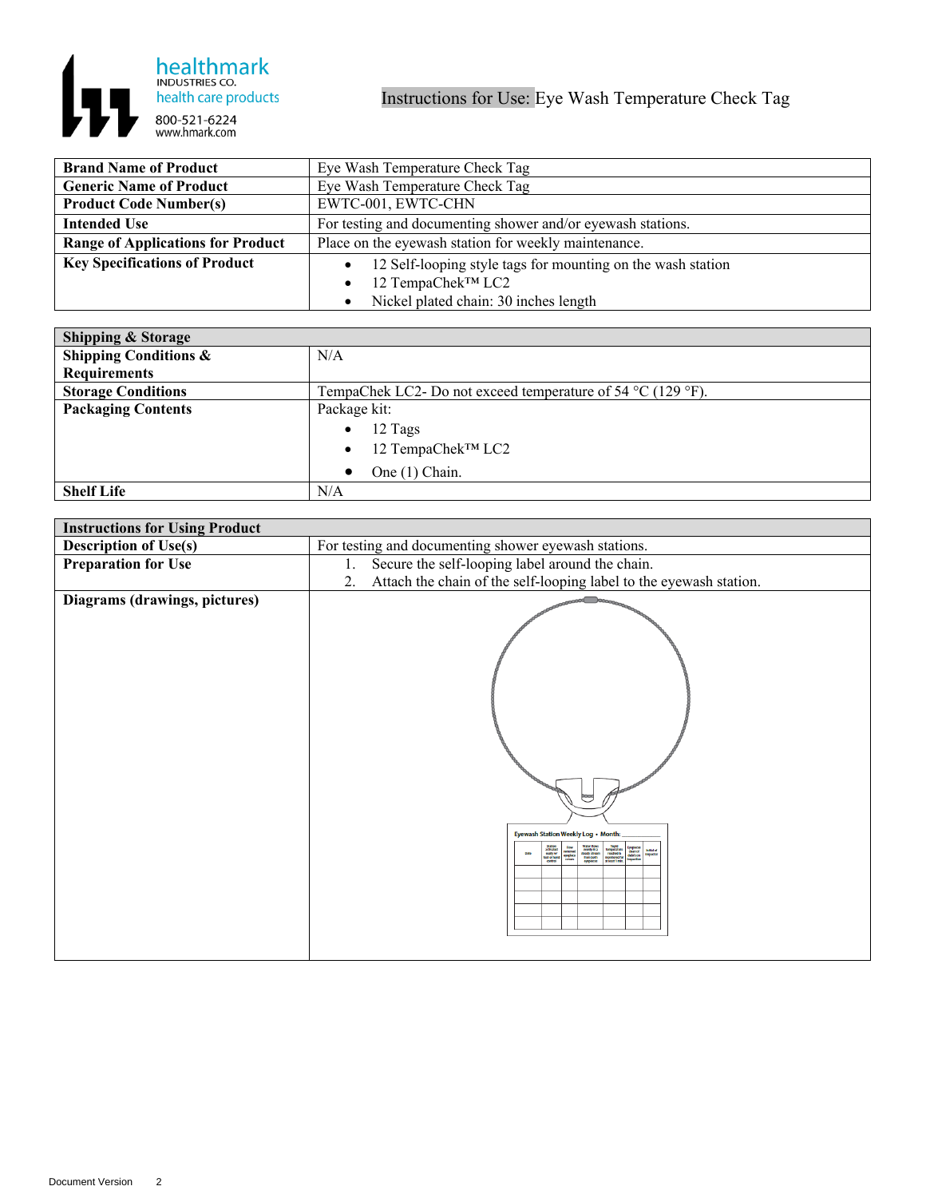healthmark
INDUSTRIES CO.
health care products
800-521-6224
www.hmark.com

# Instructions for Use: Eye Wash Temperature Check Tag

| | |
|---|---|
| **Brand Name of Product** | Eye Wash Temperature Check Tag |
| **Generic Name of Product** | Eye Wash Temperature Check Tag |
| **Product Code Number(s)** | EWTC-001, EWTC-CHN |
| **Intended Use** | For testing and documenting shower and/or eyewash stations. |
| **Range of Applications for Product** | Place on the eyewash station for weekly maintenance. |
| **Key Specifications of Product** | • 12 Self-looping style tags for mounting on the wash station<br>• 12 TempaChek™ LC2<br>• Nickel plated chain: 30 inches length |

| **Shipping & Storage** | |
|---|---|
| **Shipping Conditions & Requirements** | N/A |
| **Storage Conditions** | TempaChek LC2- Do not exceed temperature of 54 °C (129 °F). |
| **Packaging Contents** | Package kit:<br>• 12 Tags<br>• 12 TempaChek™ LC2<br>• One (1) Chain. |
| **Shelf Life** | N/A |

| **Instructions for Using Product** | |
|---|---|
| **Description of Use(s)** | For testing and documenting shower eyewash stations. |
| **Preparation for Use** | 1. Secure the self-looping label around the chain.<br>2. Attach the chain of the self-looping label to the eyewash station. |
| **Diagrams (drawings, pictures)** | |

Document Version 2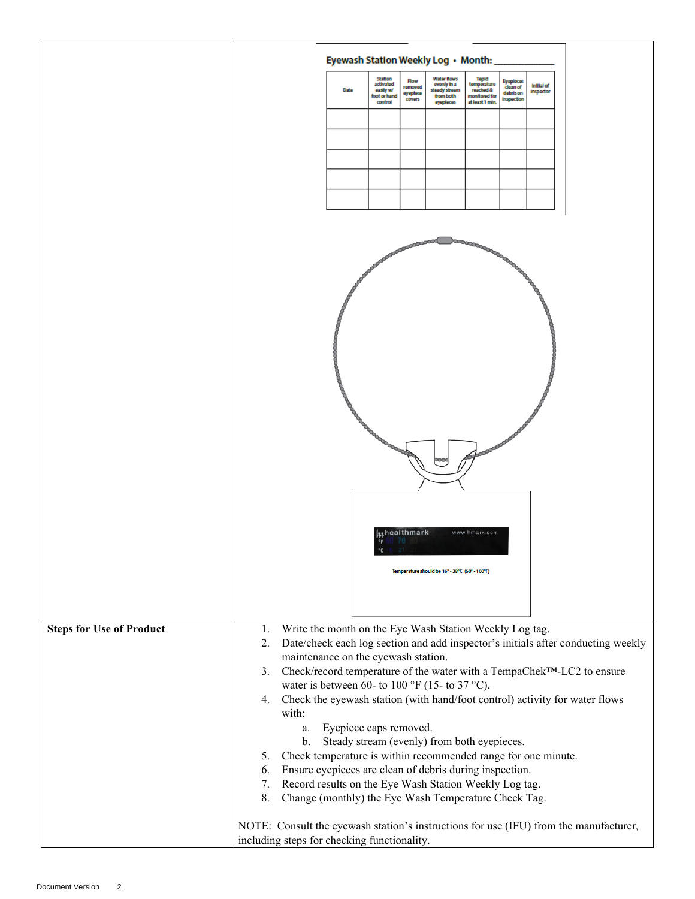| | |
|---|---|
| | **Eyewash Station Weekly Log • Month: ___________**<br><br>Date \| Station activated easily w/ foot or hand control \| Flow removed eyepiece covers \| Water flows evenly in a steady stream from both eyepieces \| Tepid temperature reached & monitored for at least 1 min. \| Eyepieces clean of debris on inspection \| Initial of inspector<br><br>healthmark www.hmark.com<br>°F 60 70 80<br>°C 16 21 27<br>Temperature should be 16° - 38°C (60° - 100°F) |
| **Steps for Use of Product** | 1. Write the month on the Eye Wash Station Weekly Log tag.<br>2. Date/check each log section and add inspector's initials after conducting weekly maintenance on the eyewash station.<br>3. Check/record temperature of the water with a TempaChek™-LC2 to ensure water is between 60- to 100 °F (15- to 37 °C).<br>4. Check the eyewash station (with hand/foot control) activity for water flows with:<br>    a. Eyepiece caps removed.<br>    b. Steady stream (evenly) from both eyepieces.<br>5. Check temperature is within recommended range for one minute.<br>6. Ensure eyepieces are clean of debris during inspection.<br>7. Record results on the Eye Wash Station Weekly Log tag.<br>8. Change (monthly) the Eye Wash Temperature Check Tag.<br><br>NOTE: Consult the eyewash station's instructions for use (IFU) from the manufacturer, including steps for checking functionality. |

Document Version 2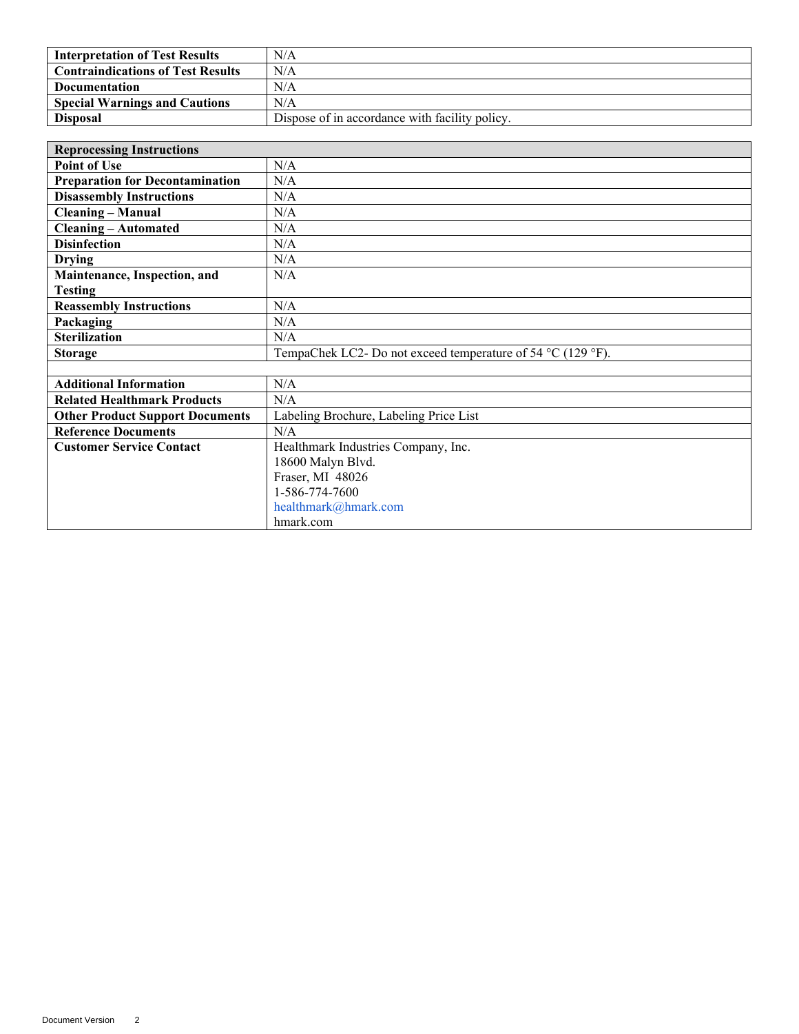| | |
|---|---|
| **Interpretation of Test Results** | N/A |
| **Contraindications of Test Results** | N/A |
| **Documentation** | N/A |
| **Special Warnings and Cautions** | N/A |
| **Disposal** | Dispose of in accordance with facility policy. |

| **Reprocessing Instructions** | |
|---|---|
| **Point of Use** | N/A |
| **Preparation for Decontamination** | N/A |
| **Disassembly Instructions** | N/A |
| **Cleaning – Manual** | N/A |
| **Cleaning – Automated** | N/A |
| **Disinfection** | N/A |
| **Drying** | N/A |
| **Maintenance, Inspection, and Testing** | N/A |
| **Reassembly Instructions** | N/A |
| **Packaging** | N/A |
| **Sterilization** | N/A |
| **Storage** | TempaChek LC2- Do not exceed temperature of 54 °C (129 °F). |
| | |
| **Additional Information** | N/A |
| **Related Healthmark Products** | N/A |
| **Other Product Support Documents** | Labeling Brochure, Labeling Price List |
| **Reference Documents** | N/A |
| **Customer Service Contact** | Healthmark Industries Company, Inc.<br>18600 Malyn Blvd.<br>Fraser, MI 48026<br>1-586-774-7600<br>healthmark@hmark.com<br>hmark.com |

Document Version 2